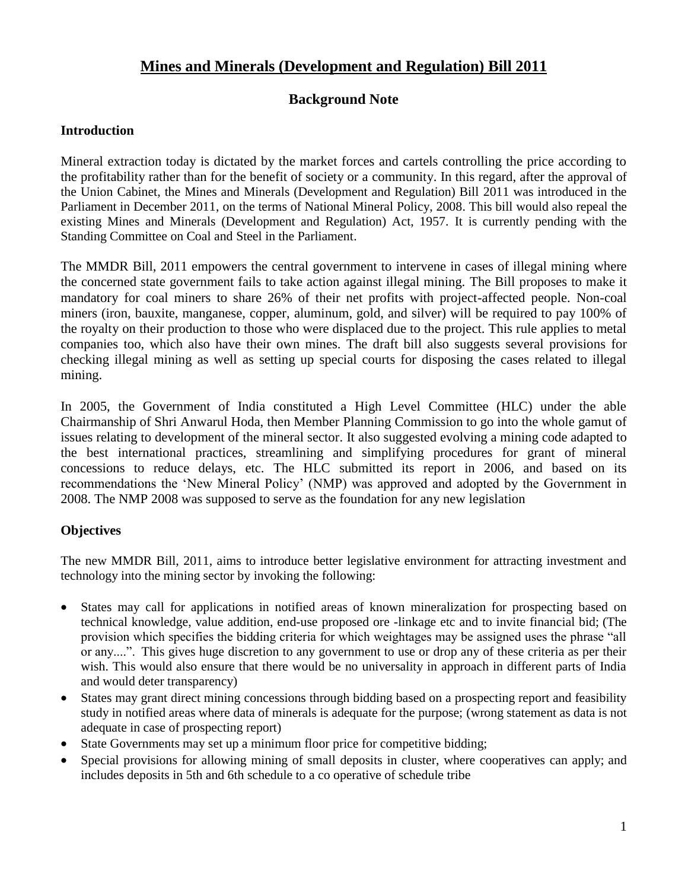# Mines and Minerals (Development and Regulation) Bill 2011

## Background Note

### Introduction

Mineral extraction today is dictated by the market forces and cartels controlling the price according to the profitability rather than for the benefit of society or a community. In this regard, after the approval of the Union Cabinet, the Mines and Minerals (Development and Regulation) Bill 2011 was introduced in the Parliament in December 2011, on the terms of National Mineral Policy, 2008. This bill would also repeal the existing Mines and Minerals (Development and Regulation) Act, 1957. It is currently pending with the Standing Committee on Coal and Steel in the Parliament.

The MMDR Bill, 2011 empowers the central government to intervene in cases of illegal mining where the concerned state government fails to take action against illegal mining. The Bill proposes to make it mandatory for coal miners to share 26% of their net profits with project-affected people. Non-coal miners (iron, bauxite, manganese, copper, aluminum, gold, and silver) will be required to pay 100% of the royalty on their production to those who were displaced due to the project. This rule applies to metal companies too, which also have their own mines. The draft bill also suggests several provisions for checking illegal mining as well as setting up special courts for disposing the cases related to illegal mining.

In 2005, the Government of India constituted a High Level Committee (HLC) under the able Chairmanship of Shri Anwarul Hoda, then Member Planning Commission to go into the whole gamut of issues relating to development of the mineral sector. It also suggested evolving a mining code adapted to the best international practices, streamlining and simplifying procedures for grant of mineral concessions to reduce delays, etc. The HLC submitted its report in 2006, and based on its recommendations the 'New Mineral Policy' (NMP) was approved and adopted by the Government in 2008. The NMP 2008 was supposed to serve as the foundation for any new legislation

### Objectives

The new MMDR Bill, 2011, aims to introduce better legislative environment for attracting investment and technology into the mining sector by invoking the following:

- States may call for applications in notified areas of known mineralization for prospecting based on technical knowledge, value addition, end-use proposed ore -linkage etc and to invite financial bid; (The provision which specifies the bidding criteria for which weightages may be assigned uses the phrase "all or any....". This gives huge discretion to any government to use or drop any of these criteria as per their wish. This would also ensure that there would be no universality in approach in different parts of India and would deter transparency)
- States may grant direct mining concessions through bidding based on a prospecting report and feasibility study in notified areas where data of minerals is adequate for the purpose; (wrong statement as data is not adequate in case of prospecting report)
- State Governments may set up a minimum floor price for competitive bidding;
- Special provisions for allowing mining of small deposits in cluster, where cooperatives can apply; and includes deposits in 5th and 6th schedule to a co operative of schedule tribe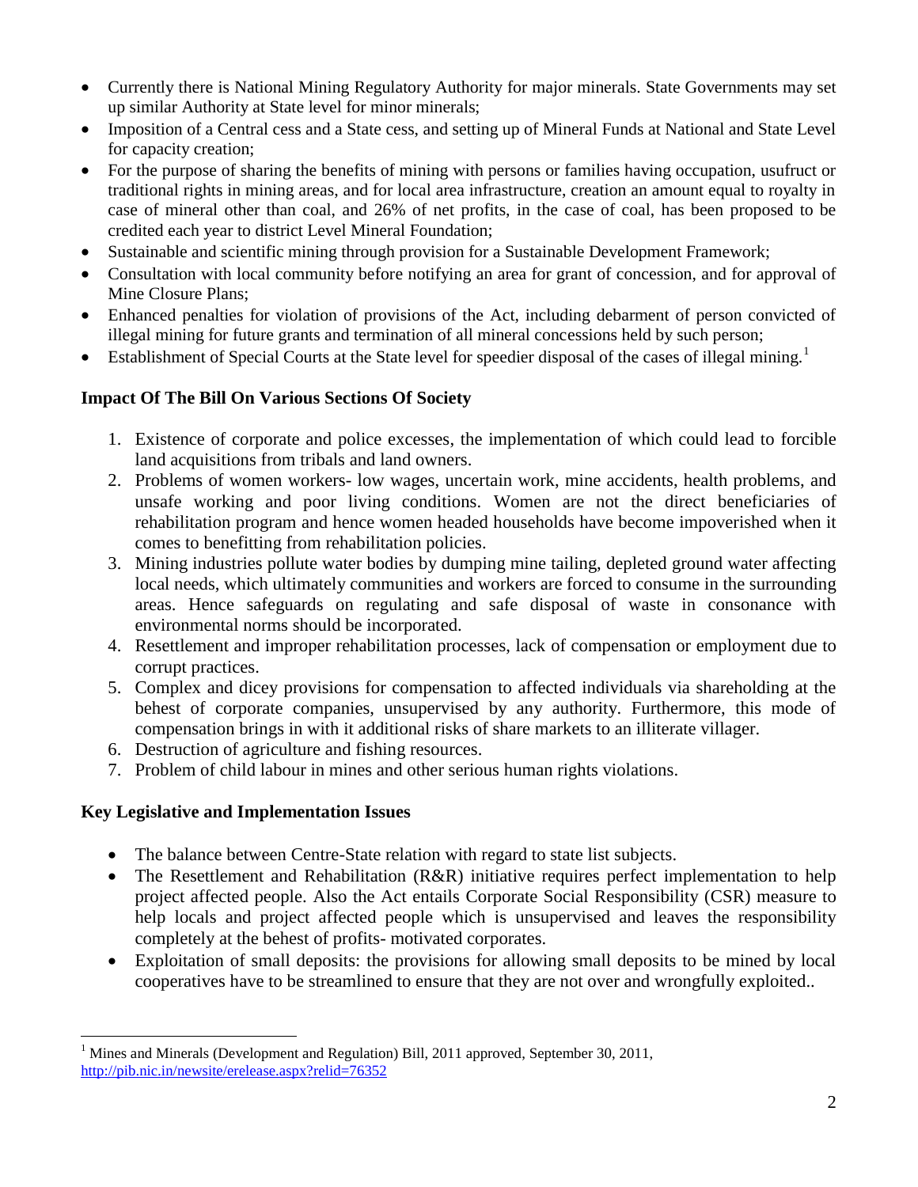- Currently there is National Mining Regulatory Authority for major minerals. State Governments may set up similar Authority at State level for minor minerals;
- Imposition of a Central cess and a State cess, and setting up of Mineral Funds at National and State Level for capacity creation;
- For the purpose of sharing the benefits of mining with persons or families having occupation, usufruct or traditional rights in mining areas, and for local area infrastructure, creation an amount equal to royalty in case of mineral other than coal, and 26% of net profits, in the case of coal, has been proposed to be credited each year to district Level Mineral Foundation;
- Sustainable and scientific mining through provision for a Sustainable Development Framework;
- Consultation with local community before notifying an area for grant of concession, and for approval of Mine Closure Plans;
- Enhanced penalties for violation of provisions of the Act, including debarment of person convicted of illegal mining for future grants and termination of all mineral concessions held by such person;
- Establishment of Special Courts at the State level for speedier disposal of the cases of illegal mining.[1]

### Impact Of The Bill On Various Sections Of Society

1. Existence of corporate and police excesses, the implementation of which could lead to forcible land acquisitions from tribals and land owners.
2. Problems of women workers- low wages, uncertain work, mine accidents, health problems, and unsafe working and poor living conditions. Women are not the direct beneficiaries of rehabilitation program and hence women headed households have become impoverished when it comes to benefitting from rehabilitation policies.
3. Mining industries pollute water bodies by dumping mine tailing, depleted ground water affecting local needs, which ultimately communities and workers are forced to consume in the surrounding areas. Hence safeguards on regulating and safe disposal of waste in consonance with environmental norms should be incorporated.
4. Resettlement and improper rehabilitation processes, lack of compensation or employment due to corrupt practices.
5. Complex and dicey provisions for compensation to affected individuals via shareholding at the behest of corporate companies, unsupervised by any authority. Furthermore, this mode of compensation brings in with it additional risks of share markets to an illiterate villager.
6. Destruction of agriculture and fishing resources.
7. Problem of child labour in mines and other serious human rights violations.

### Key Legislative and Implementation Issues

- The balance between Centre-State relation with regard to state list subjects.
- The Resettlement and Rehabilitation (R&R) initiative requires perfect implementation to help project affected people. Also the Act entails Corporate Social Responsibility (CSR) measure to help locals and project affected people which is unsupervised and leaves the responsibility completely at the behest of profits- motivated corporates.
- Exploitation of small deposits: the provisions for allowing small deposits to be mined by local cooperatives have to be streamlined to ensure that they are not over and wrongfully exploited..

---

[1] Mines and Minerals (Development and Regulation) Bill, 2011 approved, September 30, 2011, http://pib.nic.in/newsite/erelease.aspx?relid=76352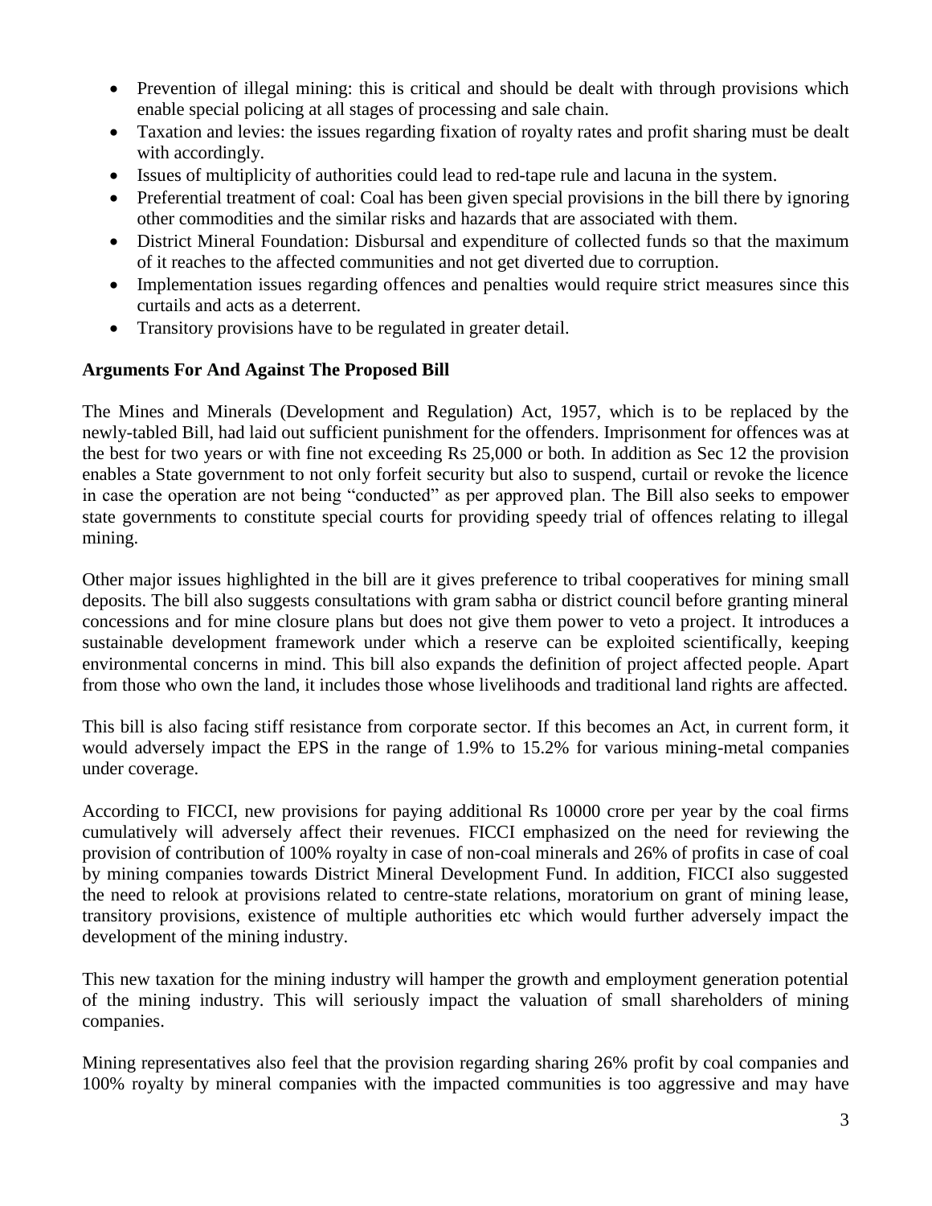- Prevention of illegal mining: this is critical and should be dealt with through provisions which enable special policing at all stages of processing and sale chain.
- Taxation and levies: the issues regarding fixation of royalty rates and profit sharing must be dealt with accordingly.
- Issues of multiplicity of authorities could lead to red-tape rule and lacuna in the system.
- Preferential treatment of coal: Coal has been given special provisions in the bill there by ignoring other commodities and the similar risks and hazards that are associated with them.
- District Mineral Foundation: Disbursal and expenditure of collected funds so that the maximum of it reaches to the affected communities and not get diverted due to corruption.
- Implementation issues regarding offences and penalties would require strict measures since this curtails and acts as a deterrent.
- Transitory provisions have to be regulated in greater detail.

**Arguments For And Against The Proposed Bill**

The Mines and Minerals (Development and Regulation) Act, 1957, which is to be replaced by the newly-tabled Bill, had laid out sufficient punishment for the offenders. Imprisonment for offences was at the best for two years or with fine not exceeding Rs 25,000 or both. In addition as Sec 12 the provision enables a State government to not only forfeit security but also to suspend, curtail or revoke the licence in case the operation are not being "conducted" as per approved plan. The Bill also seeks to empower state governments to constitute special courts for providing speedy trial of offences relating to illegal mining.

Other major issues highlighted in the bill are it gives preference to tribal cooperatives for mining small deposits. The bill also suggests consultations with gram sabha or district council before granting mineral concessions and for mine closure plans but does not give them power to veto a project. It introduces a sustainable development framework under which a reserve can be exploited scientifically, keeping environmental concerns in mind. This bill also expands the definition of project affected people. Apart from those who own the land, it includes those whose livelihoods and traditional land rights are affected.

This bill is also facing stiff resistance from corporate sector. If this becomes an Act, in current form, it would adversely impact the EPS in the range of 1.9% to 15.2% for various mining-metal companies under coverage.

According to FICCI, new provisions for paying additional Rs 10000 crore per year by the coal firms cumulatively will adversely affect their revenues. FICCI emphasized on the need for reviewing the provision of contribution of 100% royalty in case of non-coal minerals and 26% of profits in case of coal by mining companies towards District Mineral Development Fund. In addition, FICCI also suggested the need to relook at provisions related to centre-state relations, moratorium on grant of mining lease, transitory provisions, existence of multiple authorities etc which would further adversely impact the development of the mining industry.

This new taxation for the mining industry will hamper the growth and employment generation potential of the mining industry. This will seriously impact the valuation of small shareholders of mining companies.

Mining representatives also feel that the provision regarding sharing 26% profit by coal companies and 100% royalty by mineral companies with the impacted communities is too aggressive and may have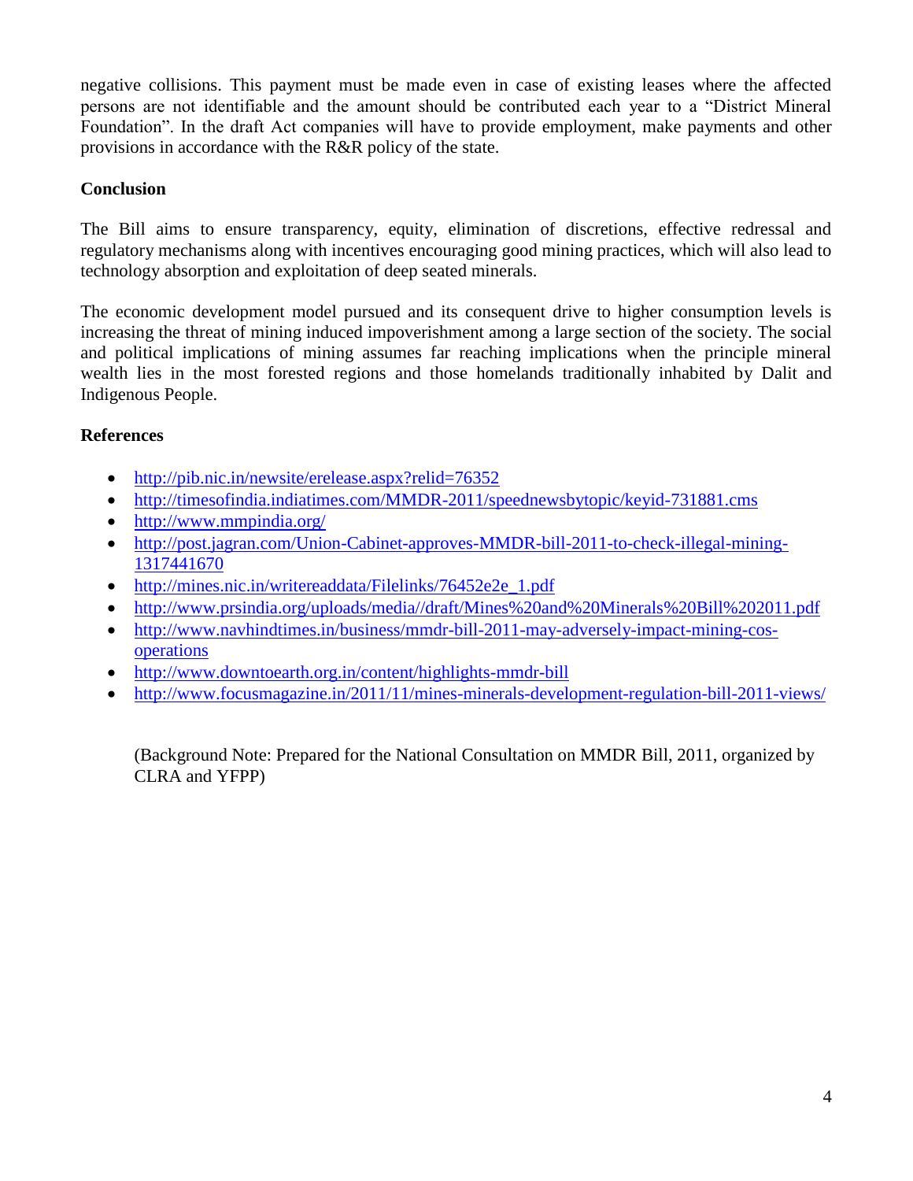negative collisions. This payment must be made even in case of existing leases where the affected persons are not identifiable and the amount should be contributed each year to a "District Mineral Foundation". In the draft Act companies will have to provide employment, make payments and other provisions in accordance with the R&R policy of the state.

**Conclusion**

The Bill aims to ensure transparency, equity, elimination of discretions, effective redressal and regulatory mechanisms along with incentives encouraging good mining practices, which will also lead to technology absorption and exploitation of deep seated minerals.

The economic development model pursued and its consequent drive to higher consumption levels is increasing the threat of mining induced impoverishment among a large section of the society. The social and political implications of mining assumes far reaching implications when the principle mineral wealth lies in the most forested regions and those homelands traditionally inhabited by Dalit and Indigenous People.

**References**

- http://pib.nic.in/newsite/erelease.aspx?relid=76352
- http://timesofindia.indiatimes.com/MMDR-2011/speednewsbytopic/keyid-731881.cms
- http://www.mmpindia.org/
- http://post.jagran.com/Union-Cabinet-approves-MMDR-bill-2011-to-check-illegal-mining-1317441670
- http://mines.nic.in/writereaddata/Filelinks/76452e2e_1.pdf
- http://www.prsindia.org/uploads/media//draft/Mines%20and%20Minerals%20Bill%202011.pdf
- http://www.navhindtimes.in/business/mmdr-bill-2011-may-adversely-impact-mining-cos-operations
- http://www.downtoearth.org.in/content/highlights-mmdr-bill
- http://www.focusmagazine.in/2011/11/mines-minerals-development-regulation-bill-2011-views/

(Background Note: Prepared for the National Consultation on MMDR Bill, 2011, organized by CLRA and YFPP)